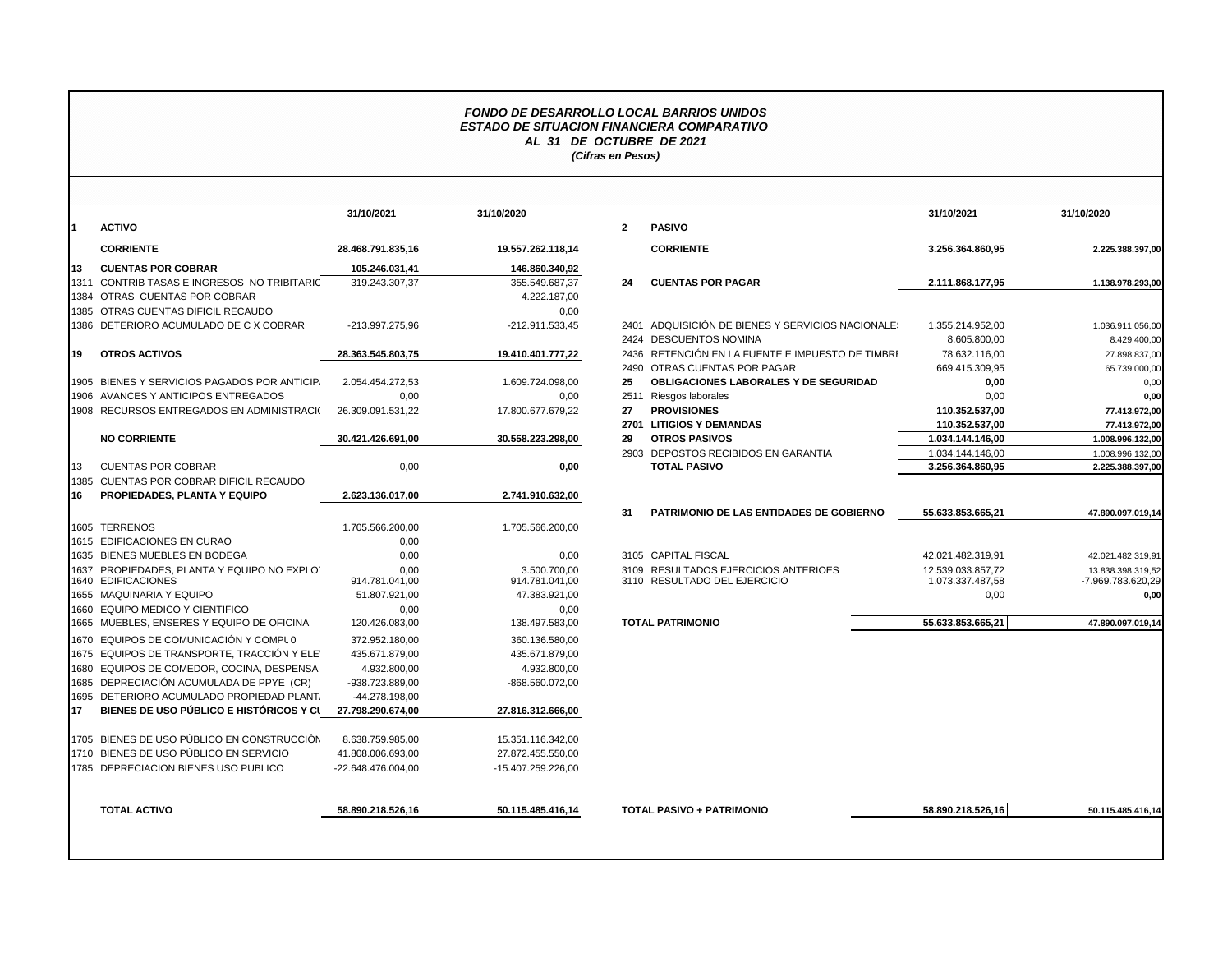***FONDO DE DESARROLLO LOCAL BARRIOS UNIDOS***
***ESTADO DE SITUACION FINANCIERA COMPARATIVO***
***AL 31 DE OCTUBRE DE 2021***
***(Cifras en Pesos)***

| | | 31/10/2021 | 31/10/2020 |
|---|---|---|---|
| **1** | **ACTIVO** | | |
| | **CORRIENTE** | **28.468.791.835,16** | **19.557.262.118,14** |
| **13** | **CUENTAS POR COBRAR** | **105.246.031,41** | **146.860.340,92** |
| 1311 | CONTRIB TASAS E INGRESOS NO TRIBITARIO | 319.243.307,37 | 355.549.687,37 |
| 1384 | OTRAS CUENTAS POR COBRAR | | 4.222.187,00 |
| 1385 | OTRAS CUENTAS DIFICIL RECAUDO | | 0,00 |
| 1386 | DETERIORO ACUMULADO DE C X COBRAR | -213.997.275,96 | -212.911.533,45 |
| **19** | **OTROS ACTIVOS** | **28.363.545.803,75** | **19.410.401.777,22** |
| 1905 | BIENES Y SERVICIOS PAGADOS POR ANTICIP. | 2.054.454.272,53 | 1.609.724.098,00 |
| 1906 | AVANCES Y ANTICIPOS ENTREGADOS | 0,00 | 0,00 |
| 1908 | RECURSOS ENTREGADOS EN ADMINISTRACIÓ | 26.309.091.531,22 | 17.800.677.679,22 |
| | **NO CORRIENTE** | **30.421.426.691,00** | **30.558.223.298,00** |
| 13 | CUENTAS POR COBRAR | 0,00 | **0,00** |
| 1385 | CUENTAS POR COBRAR DIFICIL RECAUDO | | |
| **16** | **PROPIEDADES, PLANTA Y EQUIPO** | **2.623.136.017,00** | **2.741.910.632,00** |
| 1605 | TERRENOS | 1.705.566.200,00 | 1.705.566.200,00 |
| 1615 | EDIFICACIONES EN CURAO | 0,00 | |
| 1635 | BIENES MUEBLES EN BODEGA | 0,00 | 0,00 |
| 1637 | PROPIEDADES, PLANTA Y EQUIPO NO EXPLOT | 0,00 | 3.500.700,00 |
| 1640 | EDIFICACIONES | 914.781.041,00 | 914.781.041,00 |
| 1655 | MAQUINARIA Y EQUIPO | 51.807.921,00 | 47.383.921,00 |
| 1660 | EQUIPO MEDICO Y CIENTIFICO | 0,00 | 0,00 |
| 1665 | MUEBLES, ENSERES Y EQUIPO DE OFICINA | 120.426.083,00 | 138.497.583,00 |
| 1670 | EQUIPOS DE COMUNICACIÓN Y COMPU 0 | 372.952.180,00 | 360.136.580,00 |
| 1675 | EQUIPOS DE TRANSPORTE, TRACCIÓN Y ELE | 435.671.879,00 | 435.671.879,00 |
| 1680 | EQUIPOS DE COMEDOR, COCINA, DESPENSA | 4.932.800,00 | 4.932.800,00 |
| 1685 | DEPRECIACIÓN ACUMULADA DE PPYE (CR) | -938.723.889,00 | -868.560.072,00 |
| 1695 | DETERIORO ACUMULADO PROPIEDAD PLANT. | -44.278.198,00 | |
| **17** | **BIENES DE USO PÚBLICO E HISTÓRICOS Y CU** | **27.798.290.674,00** | **27.816.312.666,00** |
| 1705 | BIENES DE USO PÚBLICO EN CONSTRUCCIÓN | 8.638.759.985,00 | 15.351.116.342,00 |
| 1710 | BIENES DE USO PÚBLICO EN SERVICIO | 41.808.006.693,00 | 27.872.455.550,00 |
| 1785 | DEPRECIACION BIENES USO PUBLICO | -22.648.476.004,00 | -15.407.259.226,00 |
| | **TOTAL ACTIVO** | **58.890.218.526,16** | **50.115.485.416,14** |

| | | 31/10/2021 | 31/10/2020 |
|---|---|---|---|
| **2** | **PASIVO** | | |
| | **CORRIENTE** | **3.256.364.860,95** | **2.225.388.397,00** |
| **24** | **CUENTAS POR PAGAR** | **2.111.868.177,95** | **1.138.978.293,00** |
| 2401 | ADQUISICIÓN DE BIENES Y SERVICIOS NACIONALES | 1.355.214.952,00 | 1.036.911.056,00 |
| 2424 | DESCUENTOS NOMINA | 8.605.800,00 | 8.429.400,00 |
| 2436 | RETENCIÓN EN LA FUENTE E IMPUESTO DE TIMBRE | 78.632.116,00 | 27.898.837,00 |
| 2490 | OTRAS CUENTAS POR PAGAR | 669.415.309,95 | 65.739.000,00 |
| **25** | **OBLIGACIONES LABORALES Y DE SEGURIDAD** | **0,00** | 0,00 |
| 2511 | Riesgos laborales | 0,00 | **0,00** |
| **27** | **PROVISIONES** | **110.352.537,00** | **77.413.972,00** |
| **2701** | **LITIGIOS Y DEMANDAS** | **110.352.537,00** | **77.413.972,00** |
| **29** | **OTROS PASIVOS** | **1.034.144.146,00** | **1.008.996.132,00** |
| 2903 | DEPOSTOS RECIBIDOS EN GARANTIA | 1.034.144.146,00 | 1.008.996.132,00 |
| | **TOTAL PASIVO** | **3.256.364.860,95** | **2.225.388.397,00** |
| **31** | **PATRIMONIO DE LAS ENTIDADES DE GOBIERNO** | **55.633.853.665,21** | **47.890.097.019,14** |
| 3105 | CAPITAL FISCAL | 42.021.482.319,91 | 42.021.482.319,91 |
| 3109 | RESULTADOS EJERCICIOS ANTERIOES | 12.539.033.857,72 | 13.838.398.319,52 |
| 3110 | RESULTADO DEL EJERCICIO | 1.073.337.487,58 | -7.969.783.620,29 |
| | | 0,00 | **0,00** |
| | **TOTAL PATRIMONIO** | **55.633.853.665,21** | **47.890.097.019,14** |
| | **TOTAL PASIVO + PATRIMONIO** | **58.890.218.526,16** | **50.115.485.416,14** |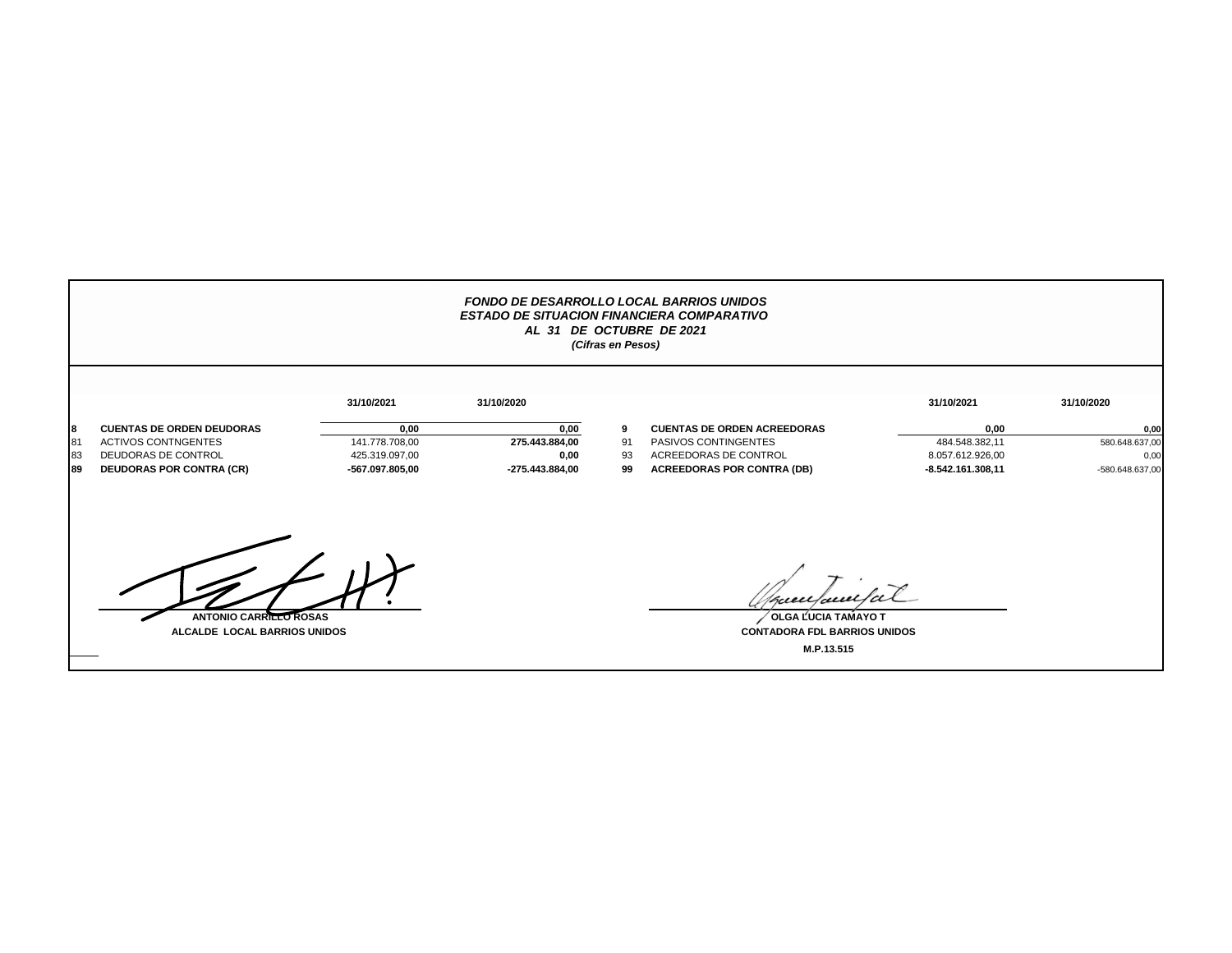***FONDO DE DESARROLLO LOCAL BARRIOS UNIDOS***
***ESTADO DE SITUACION FINANCIERA COMPARATIVO***
***AL 31 DE OCTUBRE DE 2021***
***(Cifras en Pesos)***

| | | 31/10/2021 | 31/10/2020 | | | 31/10/2021 | 31/10/2020 |
|---|---|---|---|---|---|---|---|
| **8** | **CUENTAS DE ORDEN DEUDORAS** | **0,00** | **0,00** | **9** | **CUENTAS DE ORDEN ACREEDORAS** | **0,00** | **0,00** |
| 81 | ACTIVOS CONTNGENTES | 141.778.708,00 | **275.443.884,00** | 91 | PASIVOS CONTINGENTES | 484.548.382,11 | 580.648.637,00 |
| 83 | DEUDORAS DE CONTROL | 425.319.097,00 | **0,00** | 93 | ACREEDORAS DE CONTROL | 8.057.612.926,00 | 0,00 |
| **89** | **DEUDORAS POR CONTRA (CR)** | **-567.097.805,00** | **-275.443.884,00** | **99** | **ACREEDORAS POR CONTRA (DB)** | **-8.542.161.308,11** | -580.648.637,00 |

**ANTONIO CARRILLO ROSAS**
**ALCALDE LOCAL BARRIOS UNIDOS**

**OLGA LUCIA TAMAYO T**
**CONTADORA FDL BARRIOS UNIDOS**
**M.P.13.515**